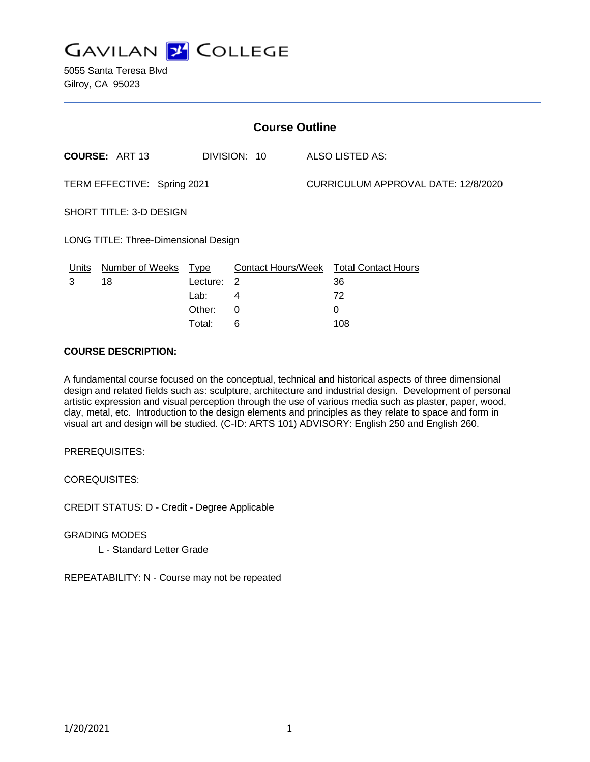# GAVILAN COLLEGE

5055 Santa Teresa Blvd
Gilroy, CA 95023

## Course Outline

**COURSE:** ART 13 DIVISION: 10 ALSO LISTED AS:

TERM EFFECTIVE: Spring 2021 CURRICULUM APPROVAL DATE: 12/8/2020

SHORT TITLE: 3-D DESIGN

LONG TITLE: Three-Dimensional Design

| Units | Number of Weeks | Type | Contact Hours/Week | Total Contact Hours |
|---|---|---|---|---|
| 3 | 18 | Lecture: | 2 | 36 |
| | | Lab: | 4 | 72 |
| | | Other: | 0 | 0 |
| | | Total: | 6 | 108 |

**COURSE DESCRIPTION:**

A fundamental course focused on the conceptual, technical and historical aspects of three dimensional design and related fields such as: sculpture, architecture and industrial design. Development of personal artistic expression and visual perception through the use of various media such as plaster, paper, wood, clay, metal, etc. Introduction to the design elements and principles as they relate to space and form in visual art and design will be studied. (C-ID: ARTS 101) ADVISORY: English 250 and English 260.

PREREQUISITES:

COREQUISITES:

CREDIT STATUS: D - Credit - Degree Applicable

GRADING MODES

L - Standard Letter Grade

REPEATABILITY: N - Course may not be repeated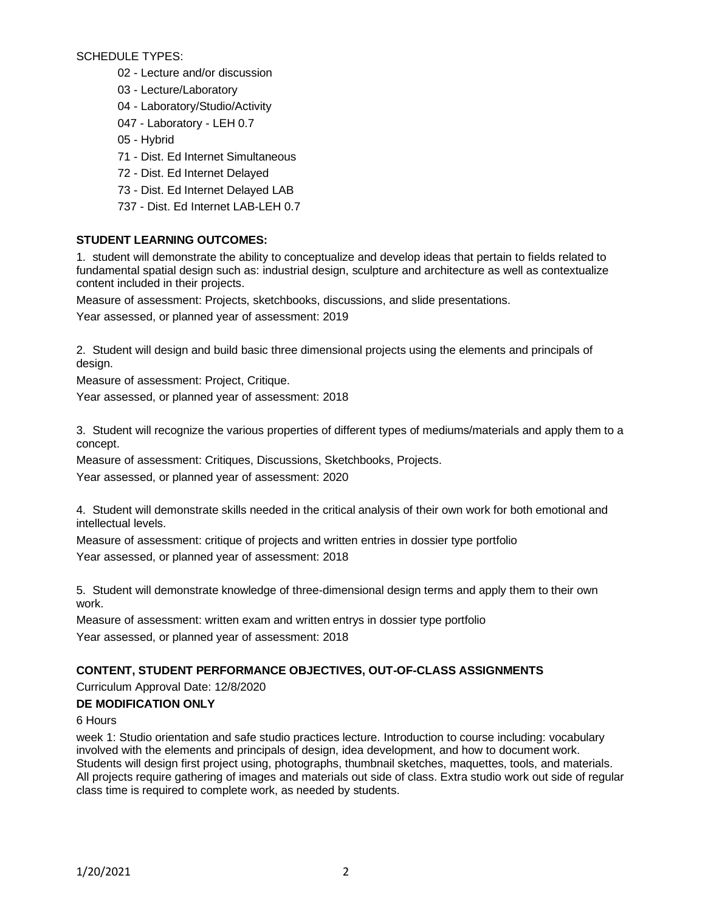SCHEDULE TYPES:

- 02 - Lecture and/or discussion
- 03 - Lecture/Laboratory
- 04 - Laboratory/Studio/Activity
- 047 - Laboratory - LEH 0.7
- 05 - Hybrid
- 71 - Dist. Ed Internet Simultaneous
- 72 - Dist. Ed Internet Delayed
- 73 - Dist. Ed Internet Delayed LAB
- 737 - Dist. Ed Internet LAB-LEH 0.7

**STUDENT LEARNING OUTCOMES:**

1. student will demonstrate the ability to conceptualize and develop ideas that pertain to fields related to fundamental spatial design such as: industrial design, sculpture and architecture as well as contextualize content included in their projects.

Measure of assessment: Projects, sketchbooks, discussions, and slide presentations.

Year assessed, or planned year of assessment: 2019

2. Student will design and build basic three dimensional projects using the elements and principals of design.

Measure of assessment: Project, Critique.

Year assessed, or planned year of assessment: 2018

3. Student will recognize the various properties of different types of mediums/materials and apply them to a concept.

Measure of assessment: Critiques, Discussions, Sketchbooks, Projects.

Year assessed, or planned year of assessment: 2020

4. Student will demonstrate skills needed in the critical analysis of their own work for both emotional and intellectual levels.

Measure of assessment: critique of projects and written entries in dossier type portfolio

Year assessed, or planned year of assessment: 2018

5. Student will demonstrate knowledge of three-dimensional design terms and apply them to their own work.

Measure of assessment: written exam and written entrys in dossier type portfolio

Year assessed, or planned year of assessment: 2018

**CONTENT, STUDENT PERFORMANCE OBJECTIVES, OUT-OF-CLASS ASSIGNMENTS**

Curriculum Approval Date: 12/8/2020

**DE MODIFICATION ONLY**

6 Hours

week 1: Studio orientation and safe studio practices lecture. Introduction to course including: vocabulary involved with the elements and principals of design, idea development, and how to document work. Students will design first project using, photographs, thumbnail sketches, maquettes, tools, and materials. All projects require gathering of images and materials out side of class. Extra studio work out side of regular class time is required to complete work, as needed by students.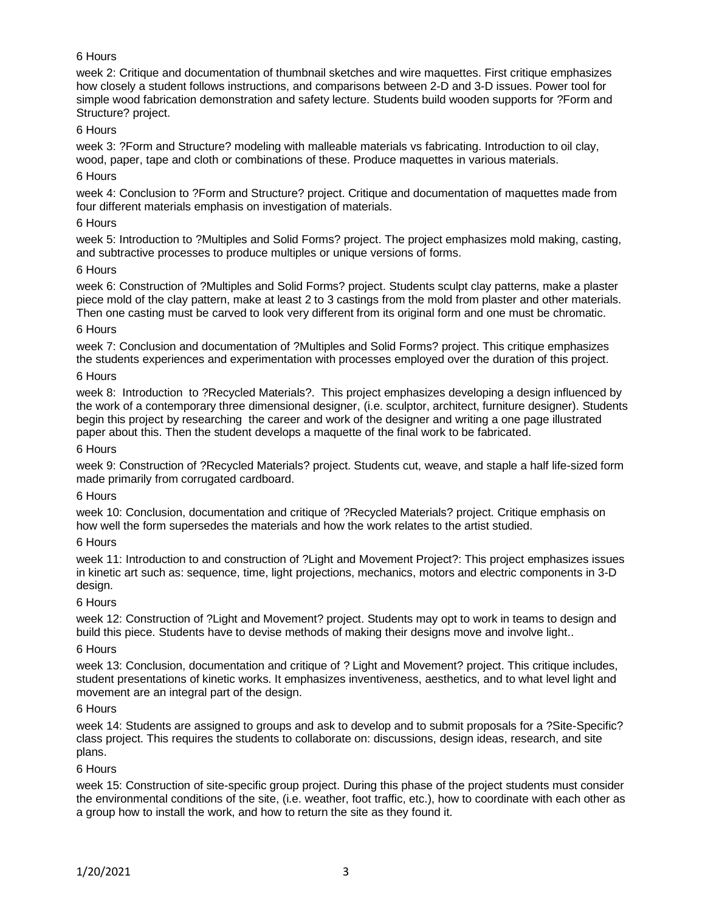6 Hours

week 2: Critique and documentation of thumbnail sketches and wire maquettes. First critique emphasizes how closely a student follows instructions, and comparisons between 2-D and 3-D issues. Power tool for simple wood fabrication demonstration and safety lecture. Students build wooden supports for ?Form and Structure? project.

6 Hours

week 3: ?Form and Structure? modeling with malleable materials vs fabricating. Introduction to oil clay, wood, paper, tape and cloth or combinations of these. Produce maquettes in various materials.

6 Hours

week 4: Conclusion to ?Form and Structure? project. Critique and documentation of maquettes made from four different materials emphasis on investigation of materials.

6 Hours

week 5: Introduction to ?Multiples and Solid Forms? project. The project emphasizes mold making, casting, and subtractive processes to produce multiples or unique versions of forms.

6 Hours

week 6: Construction of ?Multiples and Solid Forms? project. Students sculpt clay patterns, make a plaster piece mold of the clay pattern, make at least 2 to 3 castings from the mold from plaster and other materials. Then one casting must be carved to look very different from its original form and one must be chromatic.

6 Hours

week 7: Conclusion and documentation of ?Multiples and Solid Forms? project. This critique emphasizes the students experiences and experimentation with processes employed over the duration of this project.

6 Hours

week 8: Introduction to ?Recycled Materials?. This project emphasizes developing a design influenced by the work of a contemporary three dimensional designer, (i.e. sculptor, architect, furniture designer). Students begin this project by researching the career and work of the designer and writing a one page illustrated paper about this. Then the student develops a maquette of the final work to be fabricated.

6 Hours

week 9: Construction of ?Recycled Materials? project. Students cut, weave, and staple a half life-sized form made primarily from corrugated cardboard.

6 Hours

week 10: Conclusion, documentation and critique of ?Recycled Materials? project. Critique emphasis on how well the form supersedes the materials and how the work relates to the artist studied.

6 Hours

week 11: Introduction to and construction of ?Light and Movement Project?: This project emphasizes issues in kinetic art such as: sequence, time, light projections, mechanics, motors and electric components in 3-D design.

6 Hours

week 12: Construction of ?Light and Movement? project. Students may opt to work in teams to design and build this piece. Students have to devise methods of making their designs move and involve light..

6 Hours

week 13: Conclusion, documentation and critique of ? Light and Movement? project. This critique includes, student presentations of kinetic works. It emphasizes inventiveness, aesthetics, and to what level light and movement are an integral part of the design.

6 Hours

week 14: Students are assigned to groups and ask to develop and to submit proposals for a ?Site-Specific? class project. This requires the students to collaborate on: discussions, design ideas, research, and site plans.

6 Hours

week 15: Construction of site-specific group project. During this phase of the project students must consider the environmental conditions of the site, (i.e. weather, foot traffic, etc.), how to coordinate with each other as a group how to install the work, and how to return the site as they found it.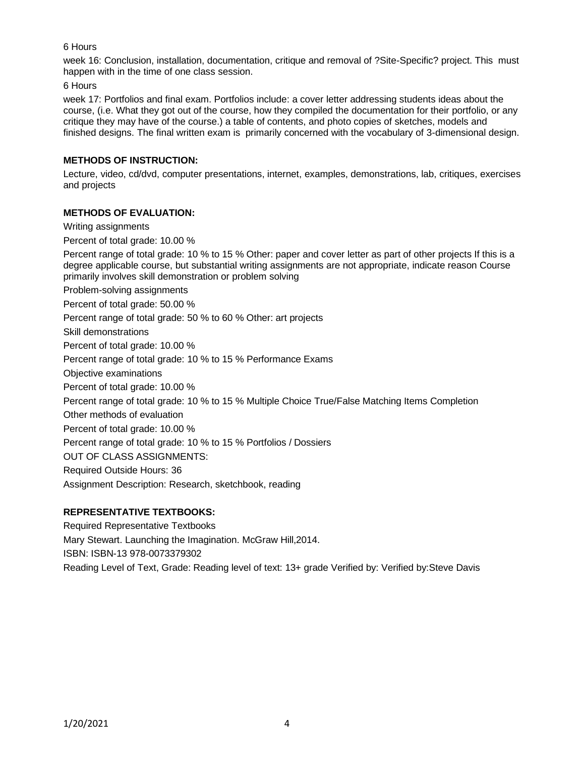6 Hours

week 16: Conclusion, installation, documentation, critique and removal of ?Site-Specific? project. This must happen with in the time of one class session.

6 Hours

week 17: Portfolios and final exam. Portfolios include: a cover letter addressing students ideas about the course, (i.e. What they got out of the course, how they compiled the documentation for their portfolio, or any critique they may have of the course.) a table of contents, and photo copies of sketches, models and finished designs. The final written exam is primarily concerned with the vocabulary of 3-dimensional design.

**METHODS OF INSTRUCTION:**

Lecture, video, cd/dvd, computer presentations, internet, examples, demonstrations, lab, critiques, exercises and projects

**METHODS OF EVALUATION:**

Writing assignments

Percent of total grade: 10.00 %

Percent range of total grade: 10 % to 15 % Other: paper and cover letter as part of other projects If this is a degree applicable course, but substantial writing assignments are not appropriate, indicate reason Course primarily involves skill demonstration or problem solving

Problem-solving assignments

Percent of total grade: 50.00 %

Percent range of total grade: 50 % to 60 % Other: art projects

Skill demonstrations

Percent of total grade: 10.00 %

Percent range of total grade: 10 % to 15 % Performance Exams

Objective examinations

Percent of total grade: 10.00 %

Percent range of total grade: 10 % to 15 % Multiple Choice True/False Matching Items Completion

Other methods of evaluation

Percent of total grade: 10.00 %

Percent range of total grade: 10 % to 15 % Portfolios / Dossiers

OUT OF CLASS ASSIGNMENTS:

Required Outside Hours: 36

Assignment Description: Research, sketchbook, reading

**REPRESENTATIVE TEXTBOOKS:**

Required Representative Textbooks

Mary Stewart. Launching the Imagination. McGraw Hill,2014.

ISBN: ISBN-13 978-0073379302

Reading Level of Text, Grade: Reading level of text: 13+ grade Verified by: Verified by:Steve Davis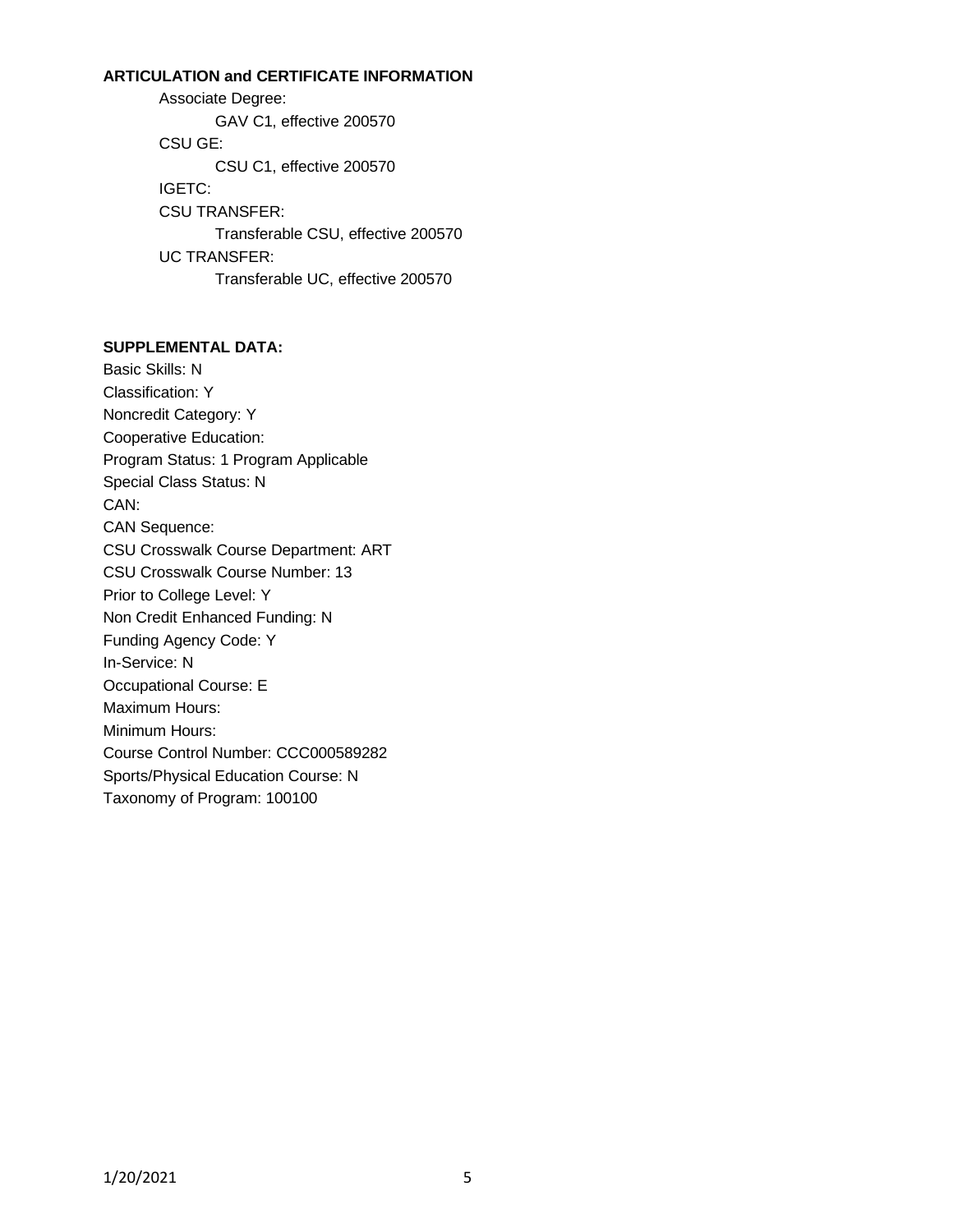**ARTICULATION and CERTIFICATE INFORMATION**

Associate Degree:

GAV C1, effective 200570

CSU GE:

CSU C1, effective 200570

IGETC:

CSU TRANSFER:

Transferable CSU, effective 200570

UC TRANSFER:

Transferable UC, effective 200570

**SUPPLEMENTAL DATA:**

Basic Skills: N
Classification: Y
Noncredit Category: Y
Cooperative Education:
Program Status: 1 Program Applicable
Special Class Status: N
CAN:
CAN Sequence:
CSU Crosswalk Course Department: ART
CSU Crosswalk Course Number: 13
Prior to College Level: Y
Non Credit Enhanced Funding: N
Funding Agency Code: Y
In-Service: N
Occupational Course: E
Maximum Hours:
Minimum Hours:
Course Control Number: CCC000589282
Sports/Physical Education Course: N
Taxonomy of Program: 100100